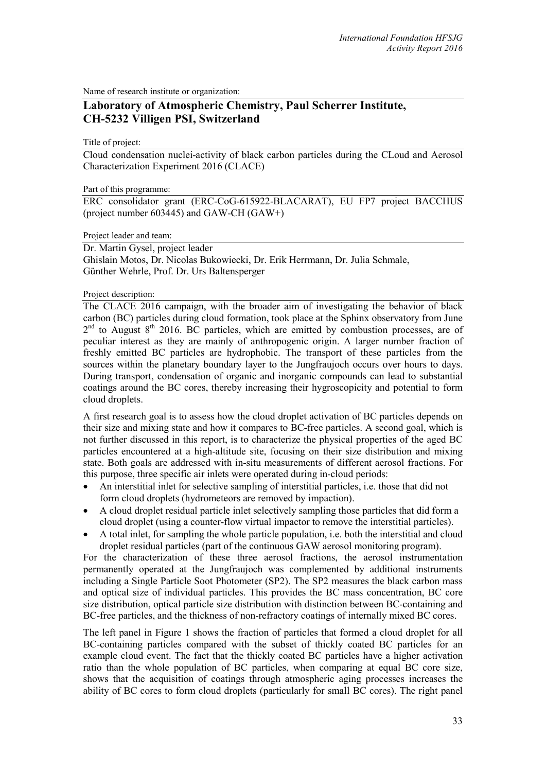Name of research institute or organization:

## Laboratory of Atmospheric Chemistry, Paul Scherrer Institute, CH-5232 Villigen PSI, Switzerland

Title of project:

Cloud condensation nuclei-activity of black carbon particles during the CLoud and Aerosol Characterization Experiment 2016 (CLACE)

Part of this programme:

ERC consolidator grant (ERC-CoG-615922-BLACARAT), EU FP7 project BACCHUS (project number 603445) and GAW-CH (GAW+)

Project leader and team:

Dr. Martin Gysel, project leader
Ghislain Motos, Dr. Nicolas Bukowiecki, Dr. Erik Herrmann, Dr. Julia Schmale, Günther Wehrle, Prof. Dr. Urs Baltensperger

Project description:

The CLACE 2016 campaign, with the broader aim of investigating the behavior of black carbon (BC) particles during cloud formation, took place at the Sphinx observatory from June 2[nd] to August 8[th] 2016. BC particles, which are emitted by combustion processes, are of peculiar interest as they are mainly of anthropogenic origin. A larger number fraction of freshly emitted BC particles are hydrophobic. The transport of these particles from the sources within the planetary boundary layer to the Jungfraujoch occurs over hours to days. During transport, condensation of organic and inorganic compounds can lead to substantial coatings around the BC cores, thereby increasing their hygroscopicity and potential to form cloud droplets.

A first research goal is to assess how the cloud droplet activation of BC particles depends on their size and mixing state and how it compares to BC-free particles. A second goal, which is not further discussed in this report, is to characterize the physical properties of the aged BC particles encountered at a high-altitude site, focusing on their size distribution and mixing state. Both goals are addressed with in-situ measurements of different aerosol fractions. For this purpose, three specific air inlets were operated during in-cloud periods:

- An interstitial inlet for selective sampling of interstitial particles, i.e. those that did not form cloud droplets (hydrometeors are removed by impaction).
- A cloud droplet residual particle inlet selectively sampling those particles that did form a cloud droplet (using a counter-flow virtual impactor to remove the interstitial particles).
- A total inlet, for sampling the whole particle population, i.e. both the interstitial and cloud droplet residual particles (part of the continuous GAW aerosol monitoring program).

For the characterization of these three aerosol fractions, the aerosol instrumentation permanently operated at the Jungfraujoch was complemented by additional instruments including a Single Particle Soot Photometer (SP2). The SP2 measures the black carbon mass and optical size of individual particles. This provides the BC mass concentration, BC core size distribution, optical particle size distribution with distinction between BC-containing and BC-free particles, and the thickness of non-refractory coatings of internally mixed BC cores.

The left panel in Figure 1 shows the fraction of particles that formed a cloud droplet for all BC-containing particles compared with the subset of thickly coated BC particles for an example cloud event. The fact that the thickly coated BC particles have a higher activation ratio than the whole population of BC particles, when comparing at equal BC core size, shows that the acquisition of coatings through atmospheric aging processes increases the ability of BC cores to form cloud droplets (particularly for small BC cores). The right panel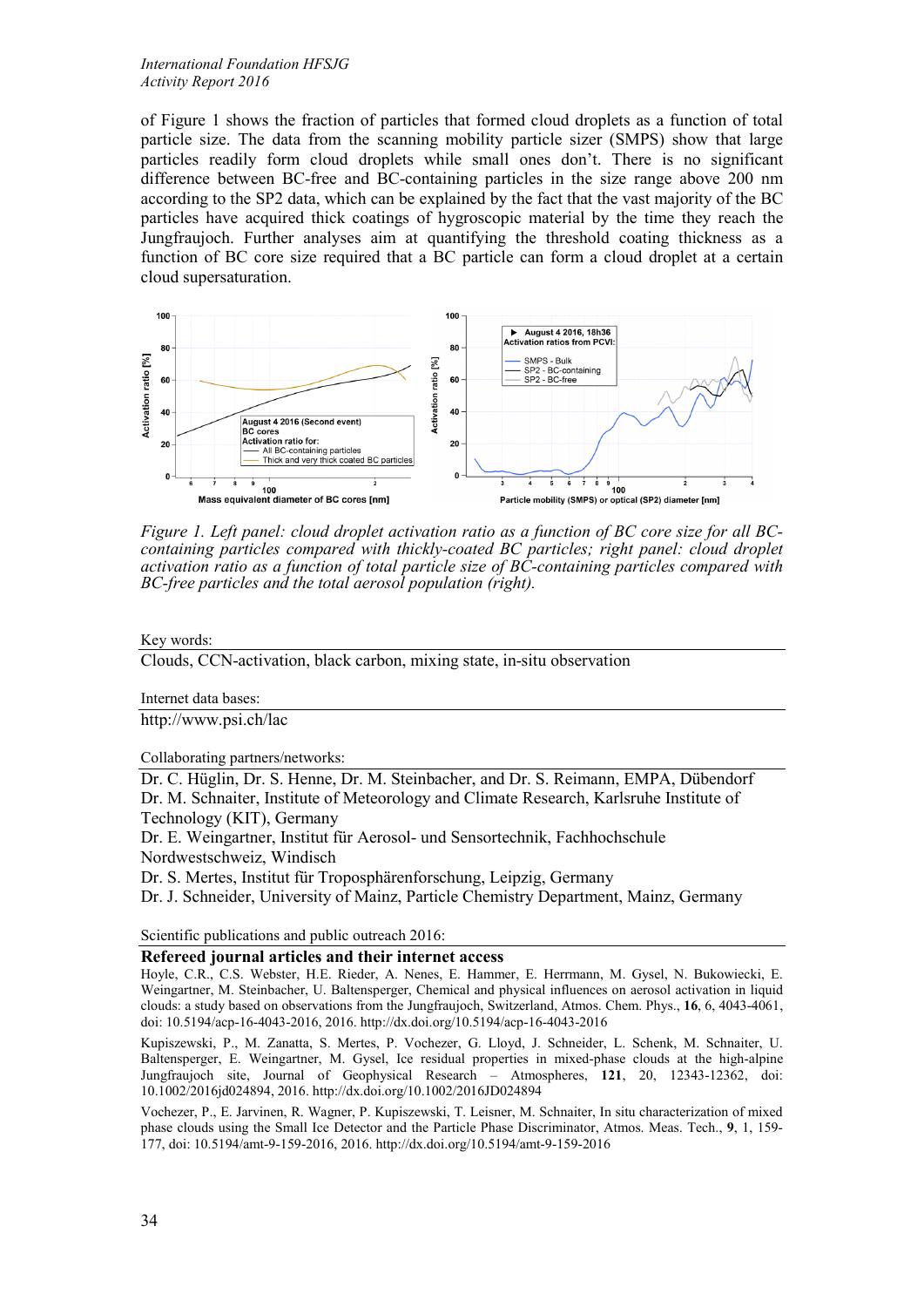of Figure 1 shows the fraction of particles that formed cloud droplets as a function of total particle size. The data from the scanning mobility particle sizer (SMPS) show that large particles readily form cloud droplets while small ones don't. There is no significant difference between BC-free and BC-containing particles in the size range above 200 nm according to the SP2 data, which can be explained by the fact that the vast majority of the BC particles have acquired thick coatings of hygroscopic material by the time they reach the Jungfraujoch. Further analyses aim at quantifying the threshold coating thickness as a function of BC core size required that a BC particle can form a cloud droplet at a certain cloud supersaturation.

*Figure 1. Left panel: cloud droplet activation ratio as a function of BC core size for all BC-containing particles compared with thickly-coated BC particles; right panel: cloud droplet activation ratio as a function of total particle size of BC-containing particles compared with BC-free particles and the total aerosol population (right).*

Key words:

Clouds, CCN-activation, black carbon, mixing state, in-situ observation

Internet data bases:

http://www.psi.ch/lac

Collaborating partners/networks:

Dr. C. Hüglin, Dr. S. Henne, Dr. M. Steinbacher, and Dr. S. Reimann, EMPA, Dübendorf
Dr. M. Schnaiter, Institute of Meteorology and Climate Research, Karlsruhe Institute of Technology (KIT), Germany
Dr. E. Weingartner, Institut für Aerosol- und Sensortechnik, Fachhochschule Nordwestschweiz, Windisch
Dr. S. Mertes, Institut für Troposphärenforschung, Leipzig, Germany
Dr. J. Schneider, University of Mainz, Particle Chemistry Department, Mainz, Germany

Scientific publications and public outreach 2016:

**Refereed journal articles and their internet access**

Hoyle, C.R., C.S. Webster, H.E. Rieder, A. Nenes, E. Hammer, E. Herrmann, M. Gysel, N. Bukowiecki, E. Weingartner, M. Steinbacher, U. Baltensperger, Chemical and physical influences on aerosol activation in liquid clouds: a study based on observations from the Jungfraujoch, Switzerland, Atmos. Chem. Phys., **16**, 6, 4043-4061, doi: 10.5194/acp-16-4043-2016, 2016. http://dx.doi.org/10.5194/acp-16-4043-2016

Kupiszewski, P., M. Zanatta, S. Mertes, P. Vochezer, G. Lloyd, J. Schneider, L. Schenk, M. Schnaiter, U. Baltensperger, E. Weingartner, M. Gysel, Ice residual properties in mixed-phase clouds at the high-alpine Jungfraujoch site, Journal of Geophysical Research – Atmospheres, **121**, 20, 12343-12362, doi: 10.1002/2016jd024894, 2016. http://dx.doi.org/10.1002/2016JD024894

Vochezer, P., E. Jarvinen, R. Wagner, P. Kupiszewski, T. Leisner, M. Schnaiter, In situ characterization of mixed phase clouds using the Small Ice Detector and the Particle Phase Discriminator, Atmos. Meas. Tech., **9**, 1, 159-177, doi: 10.5194/amt-9-159-2016, 2016. http://dx.doi.org/10.5194/amt-9-159-2016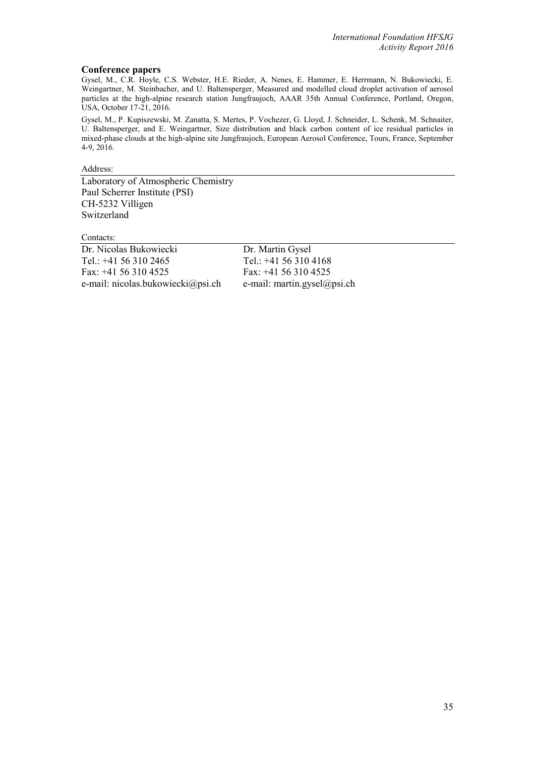### Conference papers

Gysel, M., C.R. Hoyle, C.S. Webster, H.E. Rieder, A. Nenes, E. Hammer, E. Herrmann, N. Bukowiecki, E. Weingartner, M. Steinbacher, and U. Baltensperger, Measured and modelled cloud droplet activation of aerosol particles at the high-alpine research station Jungfraujoch, AAAR 35th Annual Conference, Portland, Oregon, USA, October 17-21, 2016.

Gysel, M., P. Kupiszewski, M. Zanatta, S. Mertes, P. Vochezer, G. Lloyd, J. Schneider, L. Schenk, M. Schnaiter, U. Baltensperger, and E. Weingartner, Size distribution and black carbon content of ice residual particles in mixed-phase clouds at the high-alpine site Jungfraujoch, European Aerosol Conference, Tours, France, September 4-9, 2016.

Address:

Laboratory of Atmospheric Chemistry
Paul Scherrer Institute (PSI)
CH-5232 Villigen
Switzerland

Contacts:

| | |
|---|---|
| Dr. Nicolas Bukowiecki | Dr. Martin Gysel |
| Tel.: +41 56 310 2465 | Tel.: +41 56 310 4168 |
| Fax: +41 56 310 4525 | Fax: +41 56 310 4525 |
| e-mail: nicolas.bukowiecki@psi.ch | e-mail: martin.gysel@psi.ch |